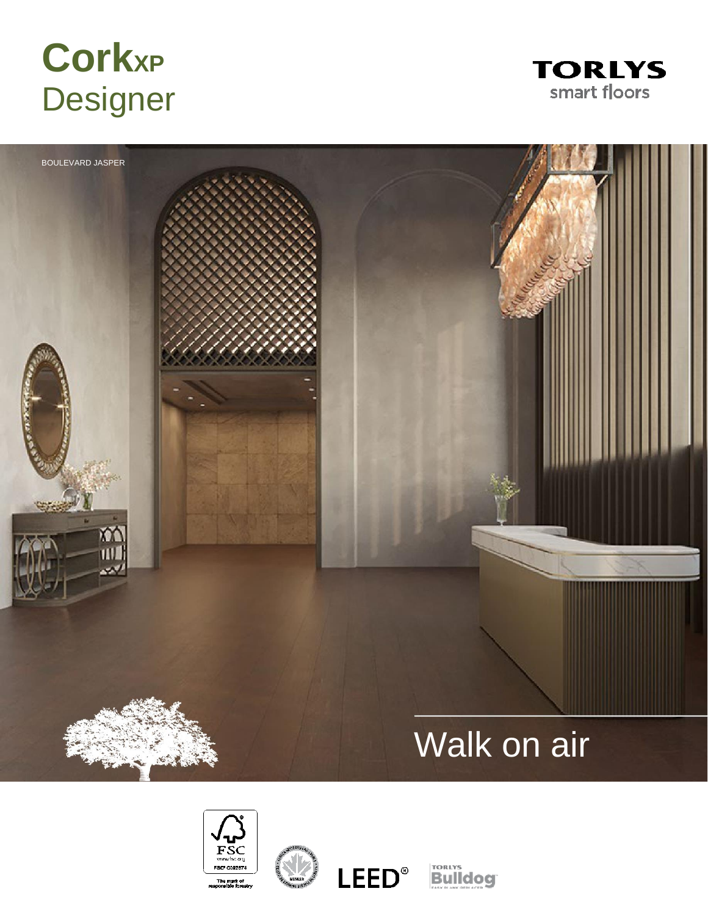# CorkXP Designer

TORLYS smart floors

BOULEVARD JASPER

## Walk on air

FSC www.fsc.org FSC® C092674 The mark of responsible forestry

LEED®

TORLYS Bulldog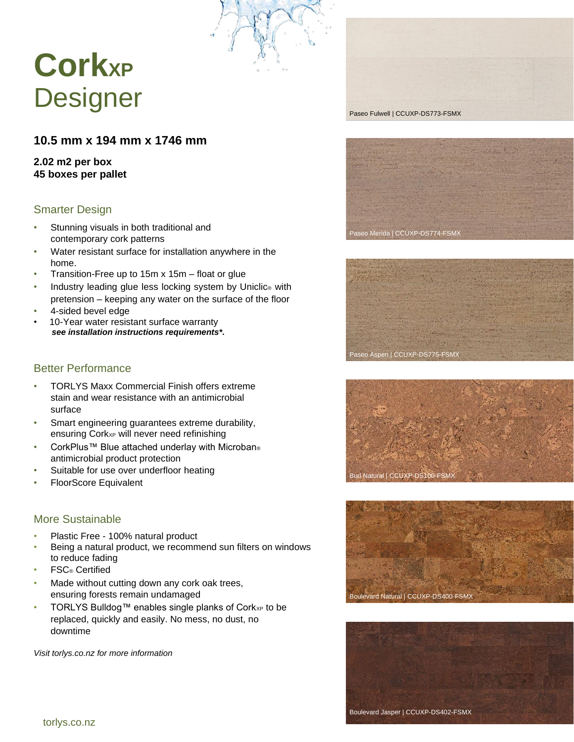# Cork<sub>XP</sub> Designer

**10.5 mm x 194 mm x 1746 mm**

**2.02 m2 per box**
**45 boxes per pallet**

## Smarter Design

- Stunning visuals in both traditional and contemporary cork patterns
- Water resistant surface for installation anywhere in the home.
- Transition-Free up to 15m x 15m – float or glue
- Industry leading glue less locking system by Uniclic® with pretension – keeping any water on the surface of the floor
- 4-sided bevel edge
- 10-Year water resistant surface warranty
  ***see installation instructions requirements*.***

## Better Performance

- TORLYS Maxx Commercial Finish offers extreme stain and wear resistance with an antimicrobial surface
- Smart engineering guarantees extreme durability, ensuring CorkXP will never need refinishing
- CorkPlus™ Blue attached underlay with Microban® antimicrobial product protection
- Suitable for use over underfloor heating
- FloorScore Equivalent

## More Sustainable

- Plastic Free - 100% natural product
- Being a natural product, we recommend sun filters on windows to reduce fading
- FSC® Certified
- Made without cutting down any cork oak trees, ensuring forests remain undamaged
- TORLYS Bulldog™ enables single planks of CorkXP to be replaced, quickly and easily. No mess, no dust, no downtime

*Visit torlys.co.nz for more information*

Paseo Fulwell | CCUXP-DS773-FSMX

Paseo Merida | CCUXP-DS774-FSMX

Paseo Aspen | CCUXP-DS775-FSMX

Burl Natural | CCUXP-DS100-FSMX

Boulevard Natural | CCUXP-DS400-FSMX

Boulevard Jasper | CCUXP-DS402-FSMX

torlys.co.nz